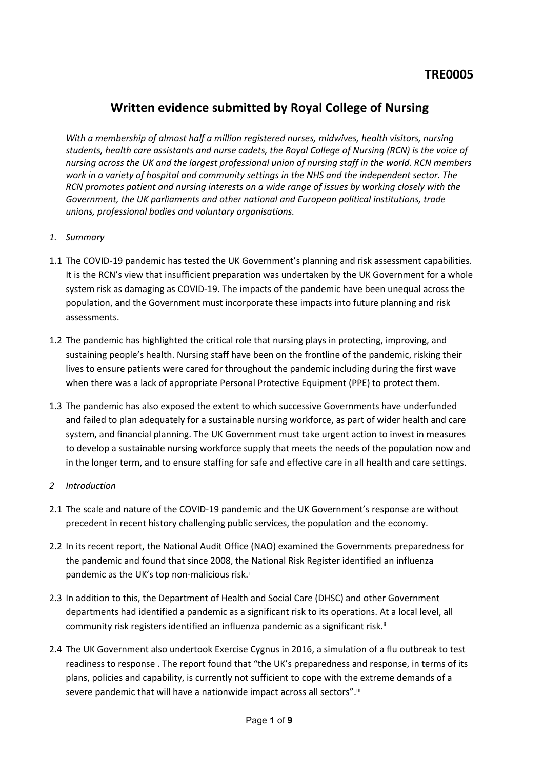**TRE0005**

# Written evidence submitted by Royal College of Nursing

*With a membership of almost half a million registered nurses, midwives, health visitors, nursing students, health care assistants and nurse cadets, the Royal College of Nursing (RCN) is the voice of nursing across the UK and the largest professional union of nursing staff in the world. RCN members work in a variety of hospital and community settings in the NHS and the independent sector. The RCN promotes patient and nursing interests on a wide range of issues by working closely with the Government, the UK parliaments and other national and European political institutions, trade unions, professional bodies and voluntary organisations.*

## 1. *Summary*

1.1 The COVID-19 pandemic has tested the UK Government's planning and risk assessment capabilities. It is the RCN's view that insufficient preparation was undertaken by the UK Government for a whole system risk as damaging as COVID-19. The impacts of the pandemic have been unequal across the population, and the Government must incorporate these impacts into future planning and risk assessments.

1.2 The pandemic has highlighted the critical role that nursing plays in protecting, improving, and sustaining people's health. Nursing staff have been on the frontline of the pandemic, risking their lives to ensure patients were cared for throughout the pandemic including during the first wave when there was a lack of appropriate Personal Protective Equipment (PPE) to protect them.

1.3 The pandemic has also exposed the extent to which successive Governments have underfunded and failed to plan adequately for a sustainable nursing workforce, as part of wider health and care system, and financial planning. The UK Government must take urgent action to invest in measures to develop a sustainable nursing workforce supply that meets the needs of the population now and in the longer term, and to ensure staffing for safe and effective care in all health and care settings.

## 2 *Introduction*

2.1 The scale and nature of the COVID-19 pandemic and the UK Government's response are without precedent in recent history challenging public services, the population and the economy.

2.2 In its recent report, the National Audit Office (NAO) examined the Governments preparedness for the pandemic and found that since 2008, the National Risk Register identified an influenza pandemic as the UK's top non-malicious risk.[i]

2.3 In addition to this, the Department of Health and Social Care (DHSC) and other Government departments had identified a pandemic as a significant risk to its operations. At a local level, all community risk registers identified an influenza pandemic as a significant risk.[ii]

2.4 The UK Government also undertook Exercise Cygnus in 2016, a simulation of a flu outbreak to test readiness to response . The report found that "the UK's preparedness and response, in terms of its plans, policies and capability, is currently not sufficient to cope with the extreme demands of a severe pandemic that will have a nationwide impact across all sectors".[iii]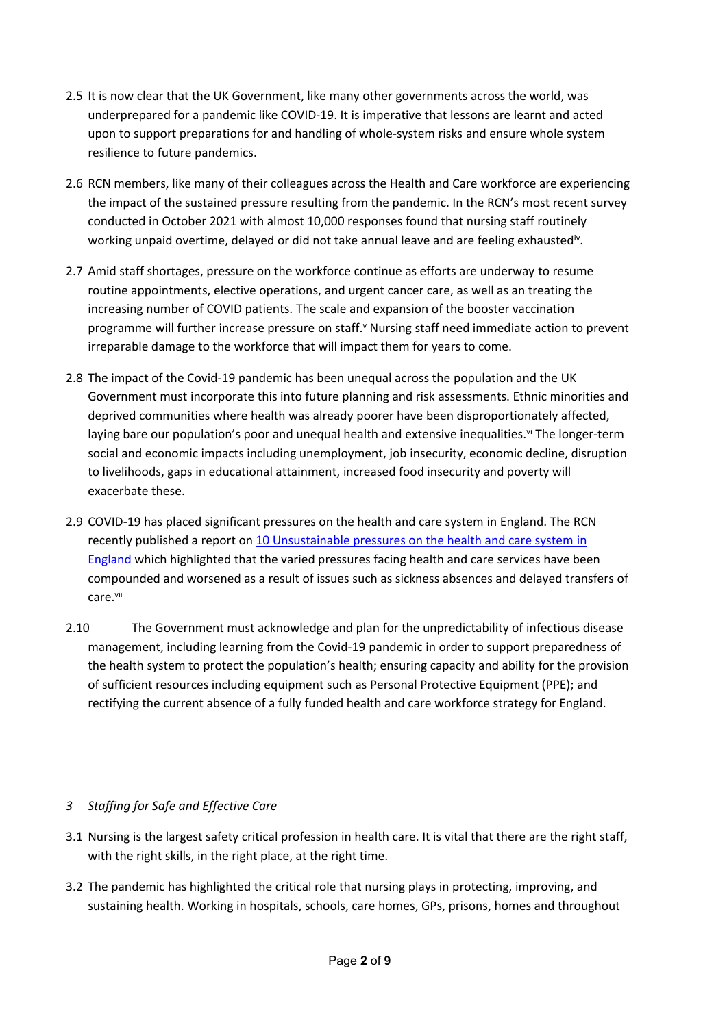2.5 It is now clear that the UK Government, like many other governments across the world, was underprepared for a pandemic like COVID-19. It is imperative that lessons are learnt and acted upon to support preparations for and handling of whole-system risks and ensure whole system resilience to future pandemics.

2.6 RCN members, like many of their colleagues across the Health and Care workforce are experiencing the impact of the sustained pressure resulting from the pandemic. In the RCN's most recent survey conducted in October 2021 with almost 10,000 responses found that nursing staff routinely working unpaid overtime, delayed or did not take annual leave and are feeling exhausted[iv].

2.7 Amid staff shortages, pressure on the workforce continue as efforts are underway to resume routine appointments, elective operations, and urgent cancer care, as well as an treating the increasing number of COVID patients. The scale and expansion of the booster vaccination programme will further increase pressure on staff.[v] Nursing staff need immediate action to prevent irreparable damage to the workforce that will impact them for years to come.

2.8 The impact of the Covid-19 pandemic has been unequal across the population and the UK Government must incorporate this into future planning and risk assessments. Ethnic minorities and deprived communities where health was already poorer have been disproportionately affected, laying bare our population's poor and unequal health and extensive inequalities.[vi] The longer-term social and economic impacts including unemployment, job insecurity, economic decline, disruption to livelihoods, gaps in educational attainment, increased food insecurity and poverty will exacerbate these.

2.9 COVID-19 has placed significant pressures on the health and care system in England. The RCN recently published a report on [10 Unsustainable pressures on the health and care system in England]() which highlighted that the varied pressures facing health and care services have been compounded and worsened as a result of issues such as sickness absences and delayed transfers of care.[vii]

2.10 The Government must acknowledge and plan for the unpredictability of infectious disease management, including learning from the Covid-19 pandemic in order to support preparedness of the health system to protect the population's health; ensuring capacity and ability for the provision of sufficient resources including equipment such as Personal Protective Equipment (PPE); and rectifying the current absence of a fully funded health and care workforce strategy for England.

## *3 Staffing for Safe and Effective Care*

3.1 Nursing is the largest safety critical profession in health care. It is vital that there are the right staff, with the right skills, in the right place, at the right time.

3.2 The pandemic has highlighted the critical role that nursing plays in protecting, improving, and sustaining health. Working in hospitals, schools, care homes, GPs, prisons, homes and throughout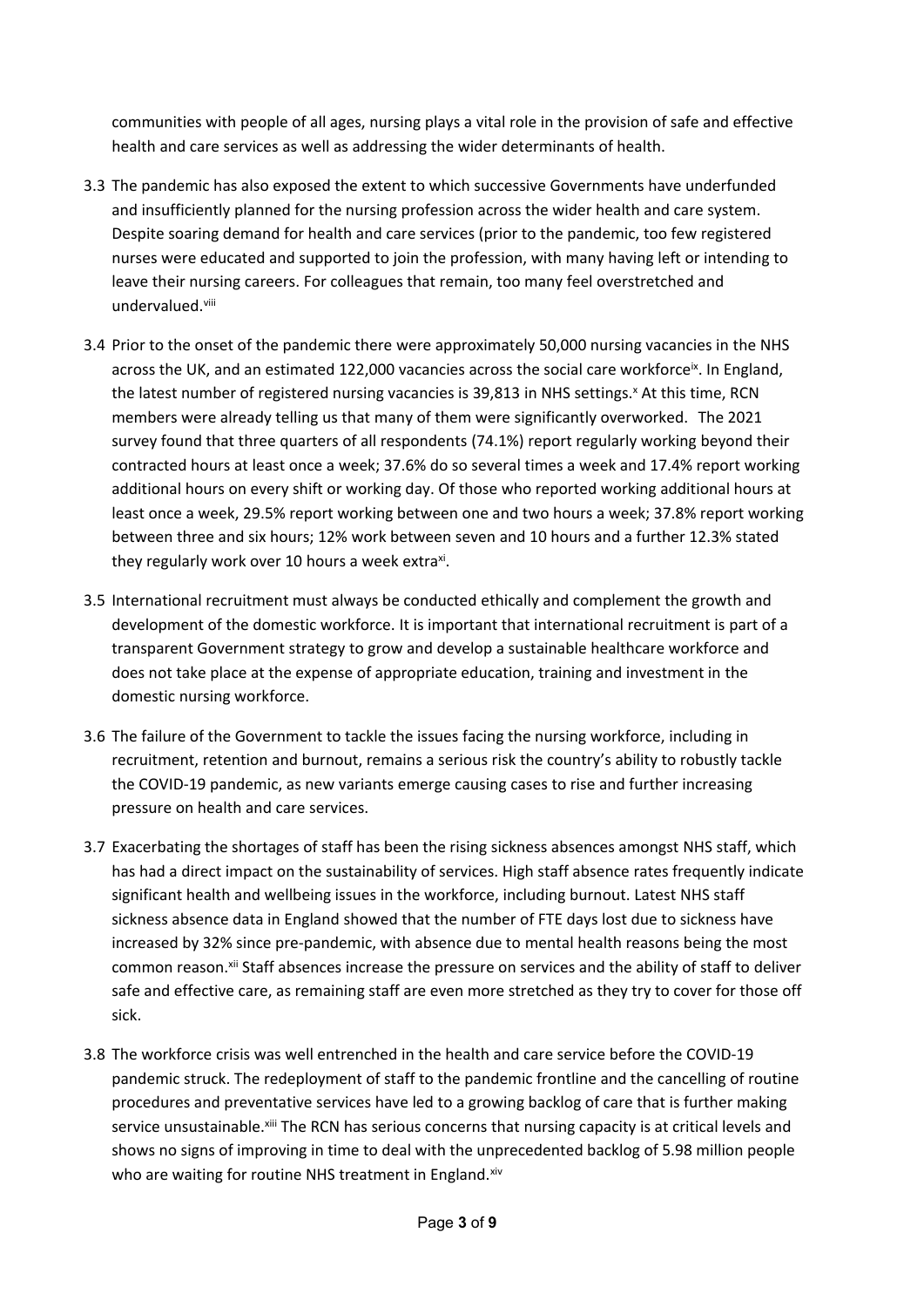communities with people of all ages, nursing plays a vital role in the provision of safe and effective health and care services as well as addressing the wider determinants of health.

3.3 The pandemic has also exposed the extent to which successive Governments have underfunded and insufficiently planned for the nursing profession across the wider health and care system. Despite soaring demand for health and care services (prior to the pandemic, too few registered nurses were educated and supported to join the profession, with many having left or intending to leave their nursing careers. For colleagues that remain, too many feel overstretched and undervalued.[viii]

3.4 Prior to the onset of the pandemic there were approximately 50,000 nursing vacancies in the NHS across the UK, and an estimated 122,000 vacancies across the social care workforce[ix]. In England, the latest number of registered nursing vacancies is 39,813 in NHS settings.[x] At this time, RCN members were already telling us that many of them were significantly overworked. The 2021 survey found that three quarters of all respondents (74.1%) report regularly working beyond their contracted hours at least once a week; 37.6% do so several times a week and 17.4% report working additional hours on every shift or working day. Of those who reported working additional hours at least once a week, 29.5% report working between one and two hours a week; 37.8% report working between three and six hours; 12% work between seven and 10 hours and a further 12.3% stated they regularly work over 10 hours a week extra[xi].

3.5 International recruitment must always be conducted ethically and complement the growth and development of the domestic workforce. It is important that international recruitment is part of a transparent Government strategy to grow and develop a sustainable healthcare workforce and does not take place at the expense of appropriate education, training and investment in the domestic nursing workforce.

3.6 The failure of the Government to tackle the issues facing the nursing workforce, including in recruitment, retention and burnout, remains a serious risk the country's ability to robustly tackle the COVID-19 pandemic, as new variants emerge causing cases to rise and further increasing pressure on health and care services.

3.7 Exacerbating the shortages of staff has been the rising sickness absences amongst NHS staff, which has had a direct impact on the sustainability of services. High staff absence rates frequently indicate significant health and wellbeing issues in the workforce, including burnout. Latest NHS staff sickness absence data in England showed that the number of FTE days lost due to sickness have increased by 32% since pre-pandemic, with absence due to mental health reasons being the most common reason.[xii] Staff absences increase the pressure on services and the ability of staff to deliver safe and effective care, as remaining staff are even more stretched as they try to cover for those off sick.

3.8 The workforce crisis was well entrenched in the health and care service before the COVID-19 pandemic struck. The redeployment of staff to the pandemic frontline and the cancelling of routine procedures and preventative services have led to a growing backlog of care that is further making service unsustainable.[xiii] The RCN has serious concerns that nursing capacity is at critical levels and shows no signs of improving in time to deal with the unprecedented backlog of 5.98 million people who are waiting for routine NHS treatment in England.[xiv]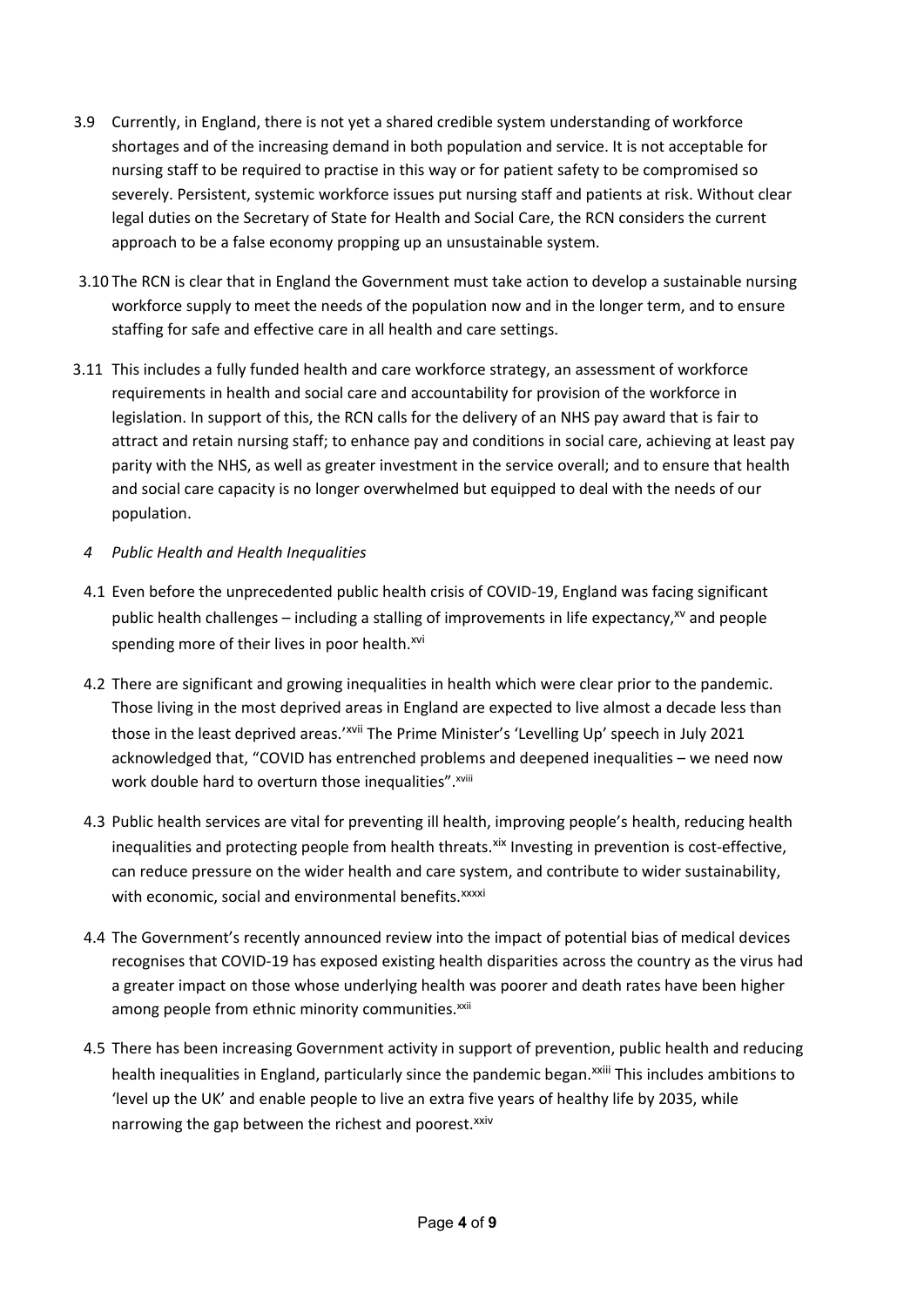3.9 Currently, in England, there is not yet a shared credible system understanding of workforce shortages and of the increasing demand in both population and service. It is not acceptable for nursing staff to be required to practise in this way or for patient safety to be compromised so severely. Persistent, systemic workforce issues put nursing staff and patients at risk. Without clear legal duties on the Secretary of State for Health and Social Care, the RCN considers the current approach to be a false economy propping up an unsustainable system.

3.10 The RCN is clear that in England the Government must take action to develop a sustainable nursing workforce supply to meet the needs of the population now and in the longer term, and to ensure staffing for safe and effective care in all health and care settings.

3.11 This includes a fully funded health and care workforce strategy, an assessment of workforce requirements in health and social care and accountability for provision of the workforce in legislation. In support of this, the RCN calls for the delivery of an NHS pay award that is fair to attract and retain nursing staff; to enhance pay and conditions in social care, achieving at least pay parity with the NHS, as well as greater investment in the service overall; and to ensure that health and social care capacity is no longer overwhelmed but equipped to deal with the needs of our population.

## *4 Public Health and Health Inequalities*

4.1 Even before the unprecedented public health crisis of COVID-19, England was facing significant public health challenges – including a stalling of improvements in life expectancy,[xv] and people spending more of their lives in poor health.[xvi]

4.2 There are significant and growing inequalities in health which were clear prior to the pandemic. Those living in the most deprived areas in England are expected to live almost a decade less than those in the least deprived areas.'[xvii] The Prime Minister's 'Levelling Up' speech in July 2021 acknowledged that, "COVID has entrenched problems and deepened inequalities – we need now work double hard to overturn those inequalities".[xviii]

4.3 Public health services are vital for preventing ill health, improving people's health, reducing health inequalities and protecting people from health threats.[xix] Investing in prevention is cost-effective, can reduce pressure on the wider health and care system, and contribute to wider sustainability, with economic, social and environmental benefits.[xxxxi]

4.4 The Government's recently announced review into the impact of potential bias of medical devices recognises that COVID-19 has exposed existing health disparities across the country as the virus had a greater impact on those whose underlying health was poorer and death rates have been higher among people from ethnic minority communities.[xxii]

4.5 There has been increasing Government activity in support of prevention, public health and reducing health inequalities in England, particularly since the pandemic began.[xxiii] This includes ambitions to 'level up the UK' and enable people to live an extra five years of healthy life by 2035, while narrowing the gap between the richest and poorest.[xxiv]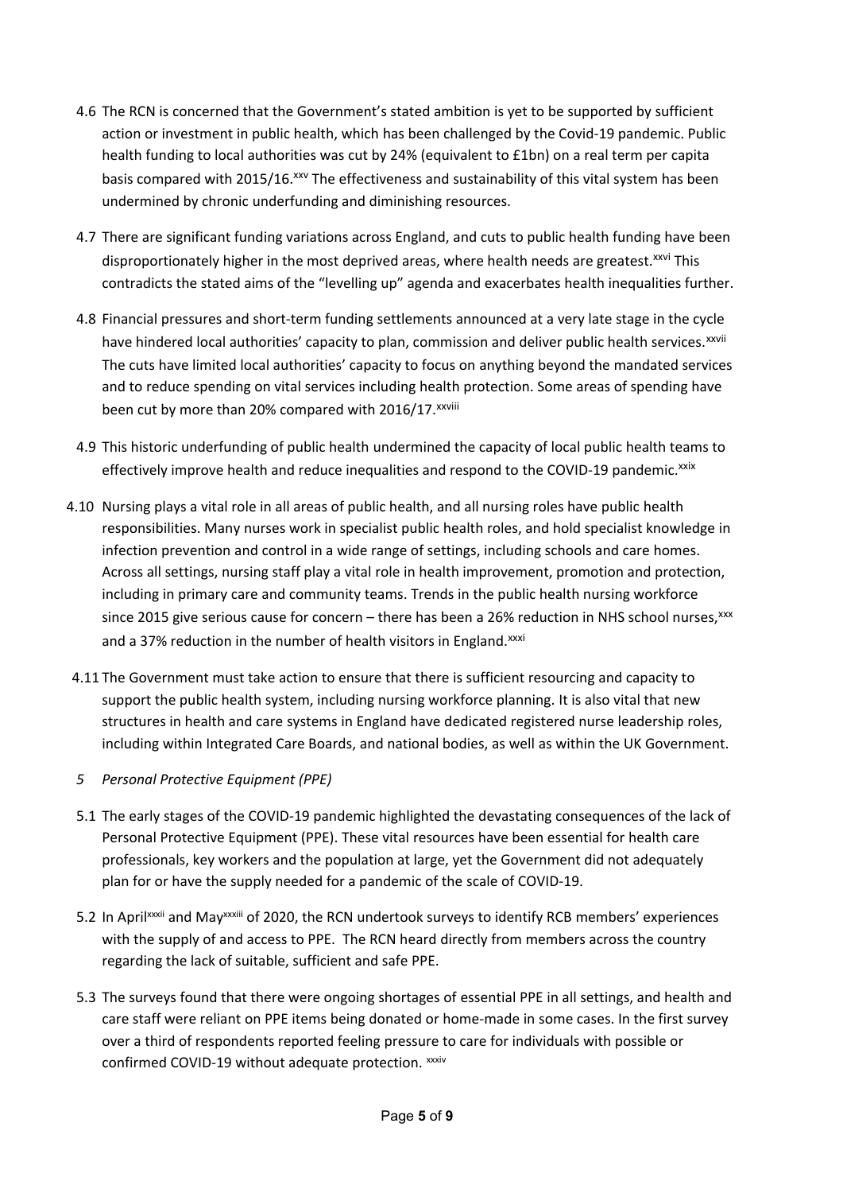4.6 The RCN is concerned that the Government's stated ambition is yet to be supported by sufficient action or investment in public health, which has been challenged by the Covid-19 pandemic. Public health funding to local authorities was cut by 24% (equivalent to £1bn) on a real term per capita basis compared with 2015/16.[xxv] The effectiveness and sustainability of this vital system has been undermined by chronic underfunding and diminishing resources.

4.7 There are significant funding variations across England, and cuts to public health funding have been disproportionately higher in the most deprived areas, where health needs are greatest.[xxvi] This contradicts the stated aims of the "levelling up" agenda and exacerbates health inequalities further.

4.8 Financial pressures and short-term funding settlements announced at a very late stage in the cycle have hindered local authorities' capacity to plan, commission and deliver public health services.[xxvii] The cuts have limited local authorities' capacity to focus on anything beyond the mandated services and to reduce spending on vital services including health protection. Some areas of spending have been cut by more than 20% compared with 2016/17.[xxviii]

4.9 This historic underfunding of public health undermined the capacity of local public health teams to effectively improve health and reduce inequalities and respond to the COVID-19 pandemic.[xxix]

4.10 Nursing plays a vital role in all areas of public health, and all nursing roles have public health responsibilities. Many nurses work in specialist public health roles, and hold specialist knowledge in infection prevention and control in a wide range of settings, including schools and care homes. Across all settings, nursing staff play a vital role in health improvement, promotion and protection, including in primary care and community teams. Trends in the public health nursing workforce since 2015 give serious cause for concern – there has been a 26% reduction in NHS school nurses,[xxx] and a 37% reduction in the number of health visitors in England.[xxxi]

4.11 The Government must take action to ensure that there is sufficient resourcing and capacity to support the public health system, including nursing workforce planning. It is also vital that new structures in health and care systems in England have dedicated registered nurse leadership roles, including within Integrated Care Boards, and national bodies, as well as within the UK Government.

## *5 Personal Protective Equipment (PPE)*

5.1 The early stages of the COVID-19 pandemic highlighted the devastating consequences of the lack of Personal Protective Equipment (PPE). These vital resources have been essential for health care professionals, key workers and the population at large, yet the Government did not adequately plan for or have the supply needed for a pandemic of the scale of COVID-19.

5.2 In April[xxxii] and May[xxxiii] of 2020, the RCN undertook surveys to identify RCB members' experiences with the supply of and access to PPE. The RCN heard directly from members across the country regarding the lack of suitable, sufficient and safe PPE.

5.3 The surveys found that there were ongoing shortages of essential PPE in all settings, and health and care staff were reliant on PPE items being donated or home-made in some cases. In the first survey over a third of respondents reported feeling pressure to care for individuals with possible or confirmed COVID-19 without adequate protection. [xxxiv]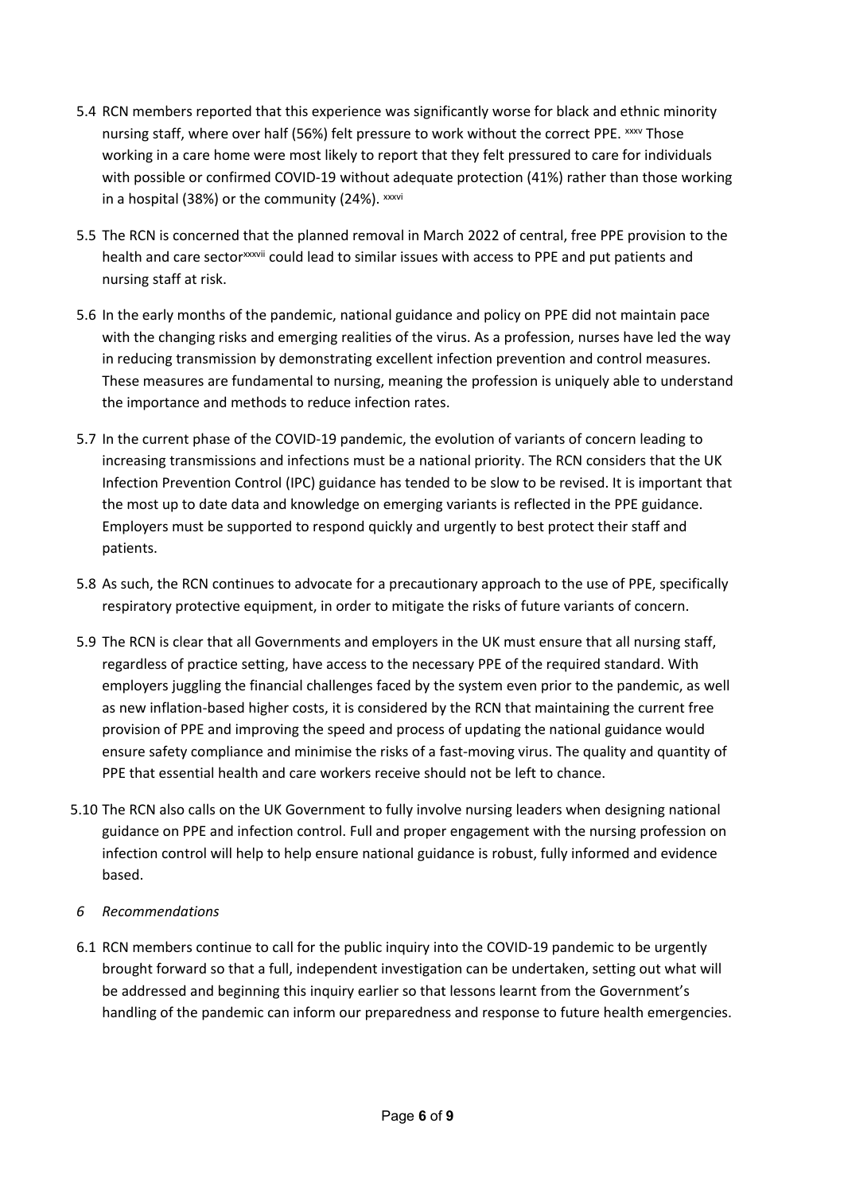5.4 RCN members reported that this experience was significantly worse for black and ethnic minority nursing staff, where over half (56%) felt pressure to work without the correct PPE. [xxxv] Those working in a care home were most likely to report that they felt pressured to care for individuals with possible or confirmed COVID-19 without adequate protection (41%) rather than those working in a hospital (38%) or the community (24%). [xxxvi]

5.5 The RCN is concerned that the planned removal in March 2022 of central, free PPE provision to the health and care sector[xxxvii] could lead to similar issues with access to PPE and put patients and nursing staff at risk.

5.6 In the early months of the pandemic, national guidance and policy on PPE did not maintain pace with the changing risks and emerging realities of the virus. As a profession, nurses have led the way in reducing transmission by demonstrating excellent infection prevention and control measures. These measures are fundamental to nursing, meaning the profession is uniquely able to understand the importance and methods to reduce infection rates.

5.7 In the current phase of the COVID-19 pandemic, the evolution of variants of concern leading to increasing transmissions and infections must be a national priority. The RCN considers that the UK Infection Prevention Control (IPC) guidance has tended to be slow to be revised. It is important that the most up to date data and knowledge on emerging variants is reflected in the PPE guidance. Employers must be supported to respond quickly and urgently to best protect their staff and patients.

5.8 As such, the RCN continues to advocate for a precautionary approach to the use of PPE, specifically respiratory protective equipment, in order to mitigate the risks of future variants of concern.

5.9 The RCN is clear that all Governments and employers in the UK must ensure that all nursing staff, regardless of practice setting, have access to the necessary PPE of the required standard. With employers juggling the financial challenges faced by the system even prior to the pandemic, as well as new inflation-based higher costs, it is considered by the RCN that maintaining the current free provision of PPE and improving the speed and process of updating the national guidance would ensure safety compliance and minimise the risks of a fast-moving virus. The quality and quantity of PPE that essential health and care workers receive should not be left to chance.

5.10 The RCN also calls on the UK Government to fully involve nursing leaders when designing national guidance on PPE and infection control. Full and proper engagement with the nursing profession on infection control will help to help ensure national guidance is robust, fully informed and evidence based.

## *6 Recommendations*

6.1 RCN members continue to call for the public inquiry into the COVID-19 pandemic to be urgently brought forward so that a full, independent investigation can be undertaken, setting out what will be addressed and beginning this inquiry earlier so that lessons learnt from the Government's handling of the pandemic can inform our preparedness and response to future health emergencies.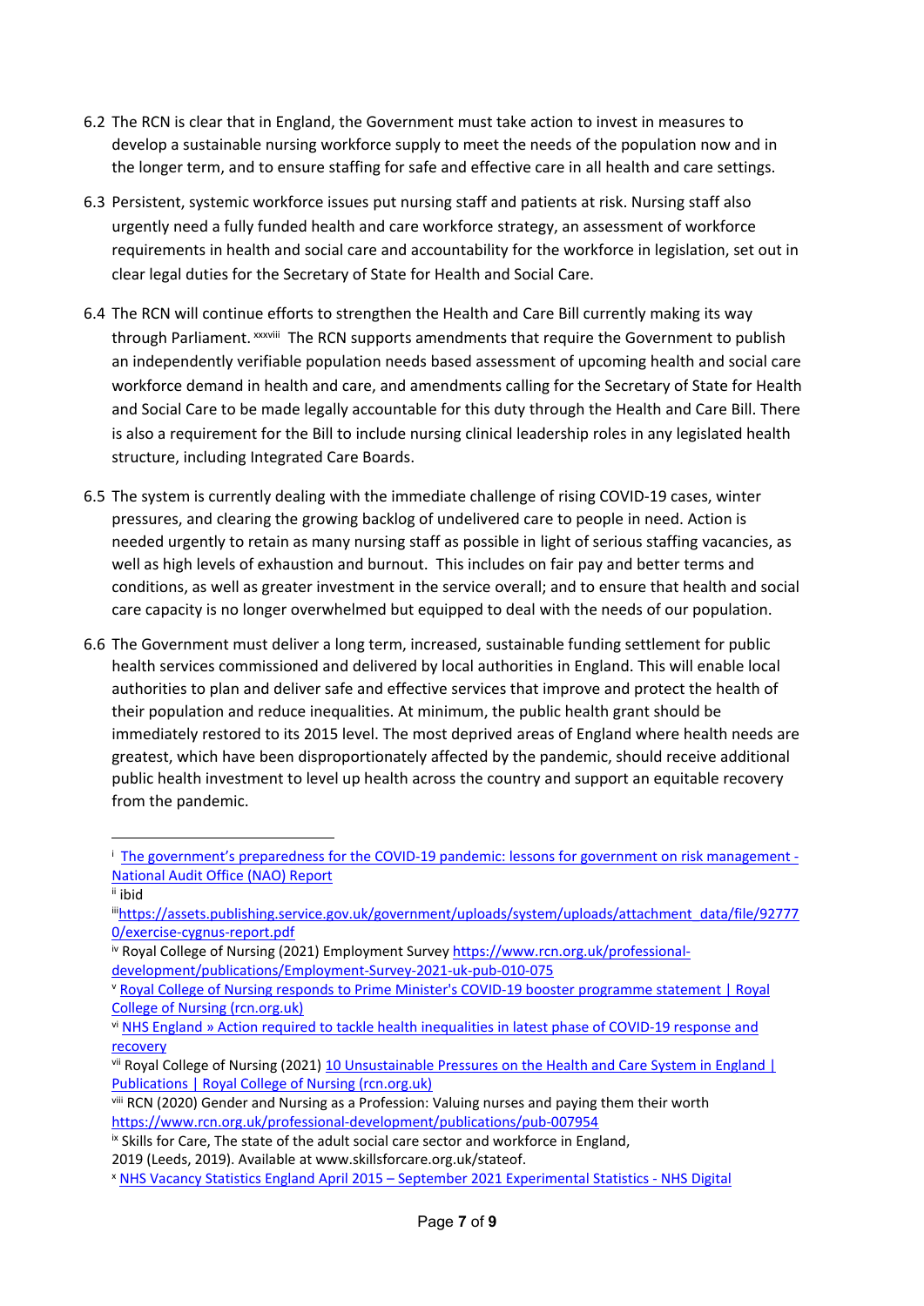6.2 The RCN is clear that in England, the Government must take action to invest in measures to develop a sustainable nursing workforce supply to meet the needs of the population now and in the longer term, and to ensure staffing for safe and effective care in all health and care settings.

6.3 Persistent, systemic workforce issues put nursing staff and patients at risk. Nursing staff also urgently need a fully funded health and care workforce strategy, an assessment of workforce requirements in health and social care and accountability for the workforce in legislation, set out in clear legal duties for the Secretary of State for Health and Social Care.

6.4 The RCN will continue efforts to strengthen the Health and Care Bill currently making its way through Parliament. [xxxviii] The RCN supports amendments that require the Government to publish an independently verifiable population needs based assessment of upcoming health and social care workforce demand in health and care, and amendments calling for the Secretary of State for Health and Social Care to be made legally accountable for this duty through the Health and Care Bill. There is also a requirement for the Bill to include nursing clinical leadership roles in any legislated health structure, including Integrated Care Boards.

6.5 The system is currently dealing with the immediate challenge of rising COVID-19 cases, winter pressures, and clearing the growing backlog of undelivered care to people in need. Action is needed urgently to retain as many nursing staff as possible in light of serious staffing vacancies, as well as high levels of exhaustion and burnout. This includes on fair pay and better terms and conditions, as well as greater investment in the service overall; and to ensure that health and social care capacity is no longer overwhelmed but equipped to deal with the needs of our population.

6.6 The Government must deliver a long term, increased, sustainable funding settlement for public health services commissioned and delivered by local authorities in England. This will enable local authorities to plan and deliver safe and effective services that improve and protect the health of their population and reduce inequalities. At minimum, the public health grant should be immediately restored to its 2015 level. The most deprived areas of England where health needs are greatest, which have been disproportionately affected by the pandemic, should receive additional public health investment to level up health across the country and support an equitable recovery from the pandemic.

---

[i] The government's preparedness for the COVID-19 pandemic: lessons for government on risk management - National Audit Office (NAO) Report

[ii] ibid

[iii] https://assets.publishing.service.gov.uk/government/uploads/system/uploads/attachment_data/file/927770/exercise-cygnus-report.pdf

[iv] Royal College of Nursing (2021) Employment Survey https://www.rcn.org.uk/professional-development/publications/Employment-Survey-2021-uk-pub-010-075

[v] Royal College of Nursing responds to Prime Minister's COVID-19 booster programme statement | Royal College of Nursing (rcn.org.uk)

[vi] NHS England » Action required to tackle health inequalities in latest phase of COVID-19 response and recovery

[vii] Royal College of Nursing (2021) 10 Unsustainable Pressures on the Health and Care System in England | Publications | Royal College of Nursing (rcn.org.uk)

[viii] RCN (2020) Gender and Nursing as a Profession: Valuing nurses and paying them their worth https://www.rcn.org.uk/professional-development/publications/pub-007954

[ix] Skills for Care, The state of the adult social care sector and workforce in England, 2019 (Leeds, 2019). Available at www.skillsforcare.org.uk/stateof.

[x] NHS Vacancy Statistics England April 2015 – September 2021 Experimental Statistics - NHS Digital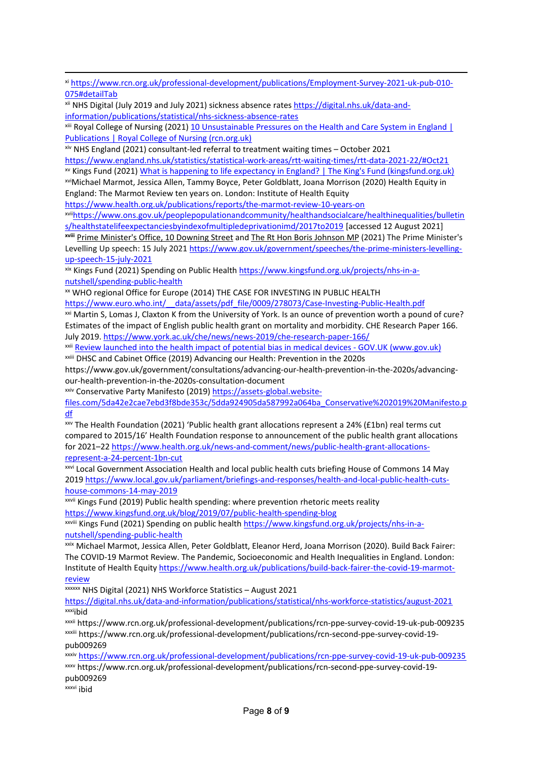[xi] https://www.rcn.org.uk/professional-development/publications/Employment-Survey-2021-uk-pub-010-075#detailTab

[xii] NHS Digital (July 2019 and July 2021) sickness absence rates https://digital.nhs.uk/data-and-information/publications/statistical/nhs-sickness-absence-rates

[xiii] Royal College of Nursing (2021) 10 Unsustainable Pressures on the Health and Care System in England | Publications | Royal College of Nursing (rcn.org.uk)

[xiv] NHS England (2021) consultant-led referral to treatment waiting times – October 2021 https://www.england.nhs.uk/statistics/statistical-work-areas/rtt-waiting-times/rtt-data-2021-22/#Oct21

[xv] Kings Fund (2021) What is happening to life expectancy in England? | The King's Fund (kingsfund.org.uk)

[xvi] Michael Marmot, Jessica Allen, Tammy Boyce, Peter Goldblatt, Joana Morrison (2020) Health Equity in England: The Marmot Review ten years on. London: Institute of Health Equity https://www.health.org.uk/publications/reports/the-marmot-review-10-years-on

[xvii] https://www.ons.gov.uk/peoplepopulationandcommunity/healthandsocialcare/healthinequalities/bulletins/healthstatelifeexpectanciesbyindexofmultipledeprivationimd/2017to2019 [accessed 12 August 2021]

[xviii] Prime Minister's Office, 10 Downing Street and The Rt Hon Boris Johnson MP (2021) The Prime Minister's Levelling Up speech: 15 July 2021 https://www.gov.uk/government/speeches/the-prime-ministers-levelling-up-speech-15-july-2021

[xix] Kings Fund (2021) Spending on Public Health https://www.kingsfund.org.uk/projects/nhs-in-a-nutshell/spending-public-health

[xx] WHO regional Office for Europe (2014) THE CASE FOR INVESTING IN PUBLIC HEALTH https://www.euro.who.int/__data/assets/pdf_file/0009/278073/Case-Investing-Public-Health.pdf

[xxi] Martin S, Lomas J, Claxton K from the University of York. Is an ounce of prevention worth a pound of cure? Estimates of the impact of English public health grant on mortality and morbidity. CHE Research Paper 166. July 2019. https://www.york.ac.uk/che/news/news-2019/che-research-paper-166/

[xxii] Review launched into the health impact of potential bias in medical devices - GOV.UK (www.gov.uk)

[xxiii] DHSC and Cabinet Office (2019) Advancing our Health: Prevention in the 2020s https://www.gov.uk/government/consultations/advancing-our-health-prevention-in-the-2020s/advancing-our-health-prevention-in-the-2020s-consultation-document

[xxiv] Conservative Party Manifesto (2019) https://assets-global.website-files.com/5da42e2cae7ebd3f8bde353c/5dda924905da587992a064ba_Conservative%202019%20Manifesto.pdf

[xxv] The Health Foundation (2021) 'Public health grant allocations represent a 24% (£1bn) real terms cut compared to 2015/16' Health Foundation response to announcement of the public health grant allocations for 2021–22 https://www.health.org.uk/news-and-comment/news/public-health-grant-allocations-represent-a-24-percent-1bn-cut

[xxvi] Local Government Association Health and local public health cuts briefing House of Commons 14 May 2019 https://www.local.gov.uk/parliament/briefings-and-responses/health-and-local-public-health-cuts-house-commons-14-may-2019

[xxvii] Kings Fund (2019) Public health spending: where prevention rhetoric meets reality https://www.kingsfund.org.uk/blog/2019/07/public-health-spending-blog

[xxviii] Kings Fund (2021) Spending on public health https://www.kingsfund.org.uk/projects/nhs-in-a-nutshell/spending-public-health

[xxix] Michael Marmot, Jessica Allen, Peter Goldblatt, Eleanor Herd, Joana Morrison (2020). Build Back Fairer: The COVID-19 Marmot Review. The Pandemic, Socioeconomic and Health Inequalities in England. London: Institute of Health Equity https://www.health.org.uk/publications/build-back-fairer-the-covid-19-marmot-review

[xxxxxx] NHS Digital (2021) NHS Workforce Statistics – August 2021 https://digital.nhs.uk/data-and-information/publications/statistical/nhs-workforce-statistics/august-2021

[xxxi] ibid

[xxxii] https://www.rcn.org.uk/professional-development/publications/rcn-ppe-survey-covid-19-uk-pub-009235

[xxxiii] https://www.rcn.org.uk/professional-development/publications/rcn-second-ppe-survey-covid-19-pub009269

[xxxiv] https://www.rcn.org.uk/professional-development/publications/rcn-ppe-survey-covid-19-uk-pub-009235

[xxxv] https://www.rcn.org.uk/professional-development/publications/rcn-second-ppe-survey-covid-19-pub009269

[xxxvi] ibid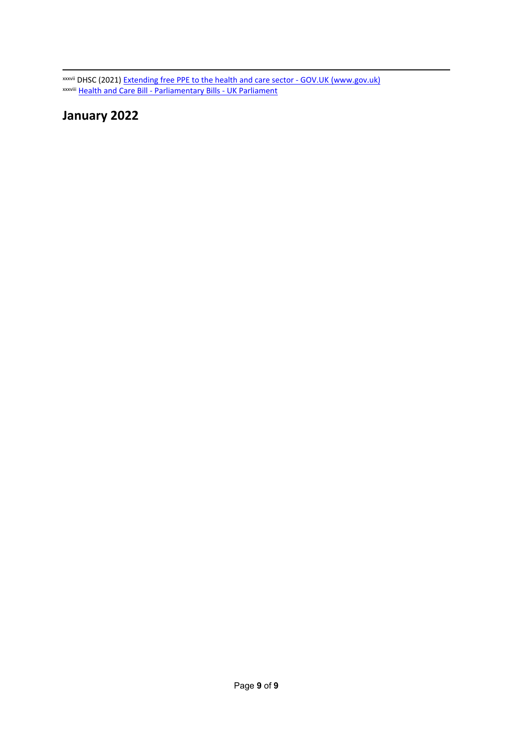---

[xxxvii] DHSC (2021) [Extending free PPE to the health and care sector - GOV.UK (www.gov.uk)]

[xxxviii] [Health and Care Bill - Parliamentary Bills - UK Parliament]

## January 2022